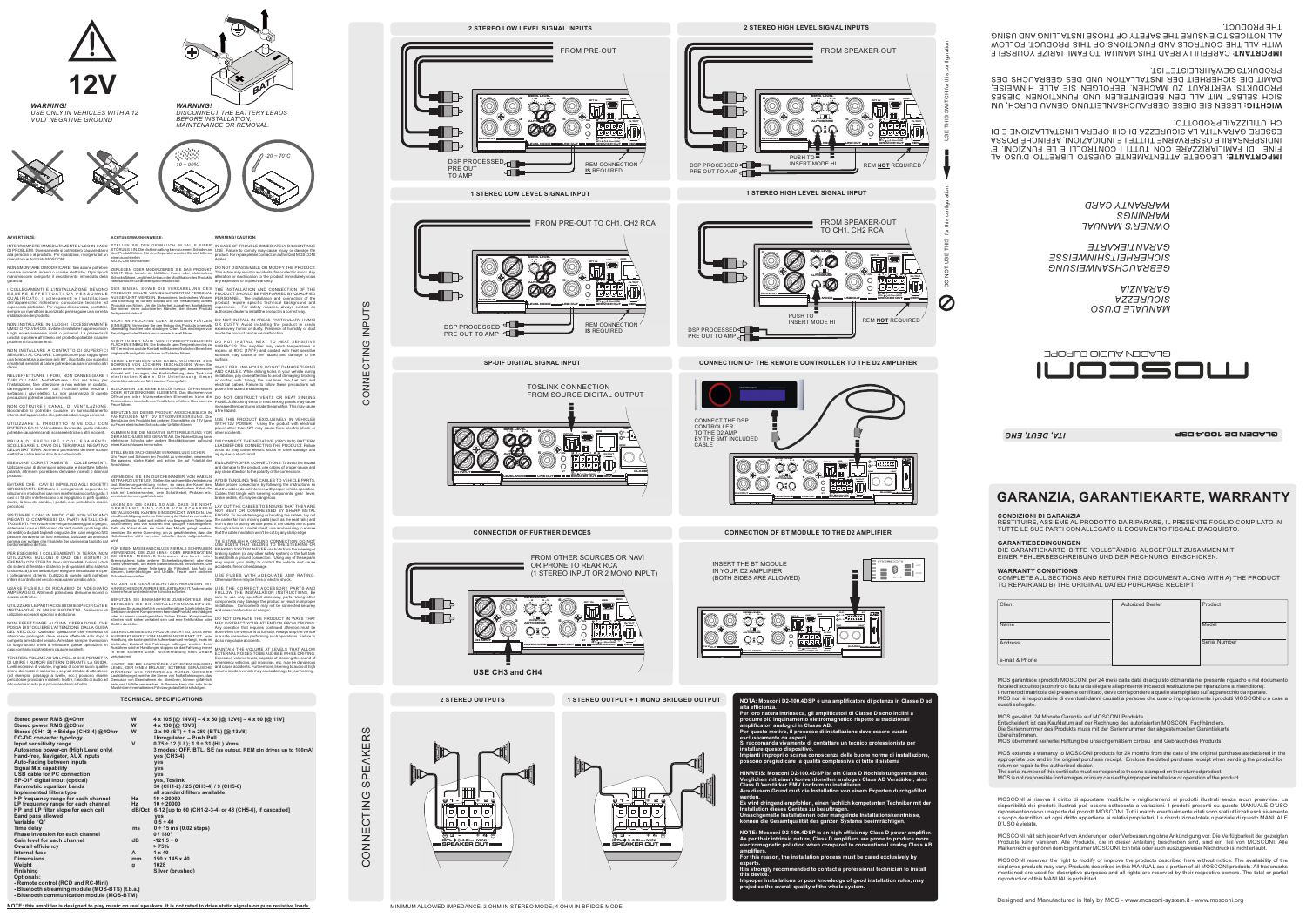**12V**

***WARNING!***
*USE ONLY IN VEHICLES WITH A 12 VOLT NEGATIVE GROUND*

***WARNING!***
*DISCONNECT THE BATTERY LEADS BEFORE INSTALLATION, MAINTENANCE OR REMOVAL.*

BATT

10 ~ 90%

-20 ~ 70°C

**AVVERTENZE:**

INTERROMPERE IMMEDIATAMENTE L'USO IN CASO DI PROBLEMI. Diversamente si potrebbero causare lesioni personali o danni al prodotto. Per riparazioni, rivolgersi ad un rivenditore autorizzato MOSCONI.

NON SMONTARE O MODIFICARE. Tale azione potrebbe causare incidenti, incendi o scosse elettriche. Ogni tipo di manomissione comporta il decadimento immediato della garanzia.

I COLLEGAMENTI E L'INSTALLAZIONE DEVONO ESSERE EFFETTUATI DA PERSONALE QUALIFICATO. I collegamenti e l'installazione dell'apparecchio richiedono conoscenze tecniche ed esperienza particolari. Per ragioni di sicurezza, contattare sempre un rivenditore autorizzato per eseguire una corretta installazione.

NON INSTALLARE IN LUOGHI ECCESSIVAMENTE UMIDI O POLVEROSI. Evitare di installare l'apparecchio in luoghi eccessivamente umidi o polverosi. La presenza di umidità o polvere all'interno del prodotto potrebbe causare problemi di funzionamento.

NON INSTALLARE A CONTATTO DI SUPERFICI SENSIBILI AL CALORE. L'amplificatore può raggiungere una temperatura superiore agli 80°, il contatto con superfici o materiali sensibili al calore potrebbe causare incendi o danni.

NELL'EFFETTUARE I FORI, NON DANNEGGIARE I TUBI O I CAVI. Nell'effettuare i fori nel telaio per l'installazione, fare attenzione a non entrare in contatto, danneggiare o ostruire i tubi, i condotti della benzina, i serbatoi o i cavi elettrici. La non osservanza di questa precauzione potrebbe causare incendi.

NON OSTRUIRE I CANALI DI VENTILAZIONE. Bloccandoli si potrebbe causare un surriscaldamento interno dell'apparecchio che potrebbe dare luogo a incendi.

UTILIZZARE IL PRODOTTO IN VEICOLI CON BATTERIA DA 12 V. Un utilizzo diverso da quello indicato potrebbe causare incendi, scosse elettriche o altri incidenti.

PRIMA DI ESEGUIRE I COLLEGAMENTI, SCOLLEGARE IL CAVO DEL TERMINALE NEGATIVO DELLA BATTERIA. In caso contrario si potrebbero causare scosse elettriche e altre lesioni dovute a cortocircuiti.

ESEGUIRE CORRETTAMENTE I COLLEGAMENTI. Utilizzare cavi di dimensioni adeguate e rispettare tutte le polarità, altrimenti potrebbero derivarne incendi o danni al prodotto.

EVITARE CHE I CAVI SI IMPIGLINO AGLI OGGETTI CIRCOSTANTI. Effettuare i collegamenti seguendo le istruzioni in modo che i cavi non interferiscano con la guida. I cavi o i fili che interferiscono o si impigliano in parti come lo sterzo, la leva del cambio, i pedali, ecc. potrebbero essere pericolosi.

SISTEMARE I CAVI IN MODO CHE NON VENGANO PIEGATI O COMPRESSI DA PARTI METALLICHE TAGLIENTI. Porre i cavi lontano dalle parti mobili (ad esempio, sistemare i cavi e i fili lontano da parti mobili (guide dei sedili) o da bordi taglienti o appuntiti. Se i cavi vengono fatti passare attraverso un foro metallico, utilizzare un anello di gomma per evitare che l'isolante del cavo venga tagliato dal bordo metallico del foro.

PER ESEGUIRE I COLLEGAMENTI DI TERRA, NON UTILIZZARE BULLONI O DADI DEI SISTEMI DI FRENATA O DI STERZO. Non utilizzare MAI bulloni o dadi dei sistemi di frenata o di sterzo (o di qualsiasi altro sistema di sicurezza), o dei serbatoi per eseguire l'installazione o per i collegamenti di terra. L'utilizzo di queste parti potrebbe inibire il controllo del veicolo e causare incidenti o danni.

USARE FUSIBILI DI RICAMBIO DI ADEGUATO AMPERAGGIO. Altrimenti potrebbero derivarne incendi o scosse elettriche.

UTILIZZARE LE PARTI ACCESSORIE SPECIFICATE E INSTALLARLE IN MODO CORRETTO. Assicurarsi di utilizzare accessori specifici e installarle.

NON EFFETTUARE ALCUNA OPERAZIONE CHE POSSA DISTOGLIERE L'ATTENZIONE DALLA GUIDA DEL VEICOLO. Qualsiasi operazione che necessita di attenzione prolungata deve essere effettuata solo dopo il completo arresto del veicolo. Arrestare sempre il veicolo in un luogo sicuro prima di effettuare queste operazioni. In caso contrario si potrebbero causare incidenti.

TENERE IL VOLUME AD UN LIVELLO CHE PERMETTA DI UDIRE I RUMORI ESTERNI DURANTE LA GUIDA. Livelli eccessivi di volume, in grado di coprire suoni quali le sirene dei mezzi di soccorso o segnali stradali di attenzione (ad esempio, passaggi a livello, ecc.), possono essere pericolosi e provocare incidenti. Inoltre l'ascolto di audio ad alto volume in auto può causare danni all'udito.

**ACHTUNG! WARNHINWEISE:**

STELLEN SIE DEN GEBRAUCH IM FALLE EINER STÖRUNG SOFORT EIN. Die Missachtung kann zu einem Schaden an dem Produkt führen. Für eine Reparatur wenden Sie sich bitte an einen autorisierten MOSCONI Fachhändler.

ZERLEGEN ODER MODIFIZIEREN SIE DAS PRODUKT NICHT. Dies könnte zu Unfällen, Feuer oder elektrischen Schocks führen. Jeglicher Umbau oder Modifikation des Produkts hebt sämtliche Garantieansprüche sofort auf.

DER EINBAU SOWIE DIE VERKABELUNG DER PRODUKTE SOLLTE VON QUALIFIZIERTEM PERSONAL AUSGEFÜHRT WERDEN. Besonderes technisches Wissen und Erfahrung ist für den Einbau und die Verkabelung dieses Produkts von Nöten. Um die Sicherheit zu wahren, kontaktieren Sie immer einen autorisierten Händler, der dieses Produkt fachgerecht einbaut.

NICHT AN FEUCHTEN ODER STAUBIGEN PLÄTZEN EINBAUEN. Vermeiden Sie den Einbau des Produkts an einem übermäßig feuchten oder staubigen Ort. Das Vorhandensein von Feuchtigkeit oder Staub kann zu einem Ausfall führen.

NICHT IN DER NÄHE VON HITZEEMPFINDLICHEN FLÄCHEN EINBAUEN. Der Endstufe kann Temperaturen von bis zu 80°C erreichen und der Kontakt mit hitzeempfindlichen Oberflächen könnte ein Feuer verursachen sowie die Oberfläche beschädigen.

KEINE LEITUNGEN UND KABEL WÄHREND DES BOHRENS VON LÖCHERN BESCHÄDIGEN. Wenn Sie Löcher bohren, vermeiden Sie Beschädigungen, Blockieren oder Kontakt mit Leitungen, der Kraftstoffleitung, dem Tank und elektrischen Kabeln. Die Unterlassung dieser Vorsichtsmaßnahmen führt zu einer Feuergefahr.

BLOCKIEREN SIE KEINE ENTLÜFTUNGSÖFFNUNGEN ODER KÜHLKÖRPER. Das Blockieren von Öffnungen oder Kühlkörpern kann zu erhöhten Temperaturen innerhalb des Verstärkers und einem Feuer führen.

BENUTZEN SIE DIESES PRODUKT AUSSCHLIEßLICH IN FAHRZEUGEN MIT 12V STROMVERSORGUNG. Die Benutzung des Produkts bei anderer Stromstärke als 12 Volt kann zu Feuer, elektrischen Schocks oder Unfällen führen.

KLEMMEN SIE DIE NEGATIVE BATTERIELEITUNG VOR DEM ANSCHLUSS DES GERÄTS AB. Die Nichterfüllung kann elektrische Schocks oder andere Schäden aufgrund eines Kurzschlusses hervorrufen.

STELLEN SIE SACHGEMÄßE VERKABELUNG SICHER. Um Feuer und Schäden am Produkt zu vermeiden, verwenden Sie passend starke Kabel und achten Sie auf Polarität der Anschlüsse.

VERMEIDEN SIE EIN DURCHEINANDER VON KABELN MIT FAHRZEUGTEILEN. Stellen Sie sachgemäße Verkabelung laut Bedienungsanleitung sicher, so dass die Kabel den eigentlichen Betrieb eines Fahrzeugs nicht behindern. Kabel, die sich mit Lenkradelementen, dem Schalthebel, Pedalen etc. verwickeln können gefährlich sein.

LEGEN SIE DIE KABEL SO AUS, DASS SIE NICHT GEKNICKT SIND ODER VON SCHARFEN METALLISCHEN KANTEN EINGEDRÜCKT WERDEN. Um eine Beschädigung und eine Knickung der Kabel zu vermeiden, verlegen Sie die Kabel weit entfernt von beweglichen Teilen (wie Sitzschienen) und von scharfen oder spitzen Kanten. Wenn Sie die Kabel durch ein Loch aus Metall gelegt werden, benutzen Sie einen Gummiring, um sicherzustellen, dass die Isolation nicht von einer scharfen Kante beschädigt wird.

FÜR EINEN MASSEANSCHLUSS NIEMALS SCHRAUBEN VERWENDEN, DIE ZUM LENK- ODER BREMSSYSTEM GEHÖREN. NIEMALS Schrauben des Lenk- oder Bremssystems (oder anderer Sicherheitssysteme) oder des Tanks verwenden, um einen Masseanschluss herzustellen. Der Gebrauch einer dieser Teile kann die Fähigkeit, das Auto zu steuern, beeinträchtigen und Unfälle, Feuer oder andere Schäden hervorrufen.

NUTZEN SIE GERÄTESCHUTZSICHERUNGEN MIT HINREICHENDER AMPERE BELASTBARKEIT. Andernfalls können Feuer und elektrische Schocks auftreten.

BENUTZEN SIE KORREKTES ZUBEHÖRTEILE UND BEFOLGEN SIE DIE INSTALLATIONSANLEITUNG. Benutzen Sie ausschließlich vorschriftsmäßige Zubehörteile. Gebrauch anderer Komponenten kann das Produkt beschädigen oder zu einem unsachgemäßen Einbau führen. Komponenten könnten nicht sicher verbunden sein und einen Fehlfunktion oder Gefahr darstellen.

GEBRAUCHEN SIE DAS PRODUKT NICHT SO, DASS IHRE AUFMERKSAMKEIT VOM FAHREN ABGELENKT IST. Jede Handlung, die fortdauernde Aufmerksamkeit verlangt, muss im stehenden Zustand des Fahrzeugs erfolgen. Halten Sie das Auto für solche Handlungen stets an einem sicheren Platz an. Die Nichtbeachtung kann Unfälle verursachen.

HALTEN SIE DIE LAUTSTÄRKE AUF EINEM SOLCHEN LEVEL, DER IHNEN ERLAUBT, EXTERNE GERÄUSCHE WÄHREND DES FAHRENS ZU HÖREN. Übermäßige Lautstärkepegel, welche die Sirenen von Notfallfahrzeugen, das Geräusch von Bahnübergängen etc. übertönen, können gefährlich sein und Unfälle verursachen. Außerdem kann das Hören von Audio mit hoher Lautstärke im Fahrzeug Gehörschäden hervorrufen.

**WARNING! CAUTION:**

IN CASE OF TROUBLE IMMEDIATELY DISCONTINUE USE. Failure to comply may cause injury or damage the product. For repair please contact an authorized MOSCONI dealer.

DO NOT DISASSEMBLE OR MODIFY THE PRODUCT. This action may result in accidents, fire or electric shock. Any alteration or modification to the product immediately voids any expressed or implied warranty.

THE INSTALLATION AND CONNECTION OF THE PRODUCT SHOULD BE PERFORMED BY QUALIFIED PERSONNEL. The installation and connection of the product require specific technical background and experience. For safety reasons, always contact an authorized dealer to install the product in a correct way.

DO NOT INSTALL IN AREAS PARTICULARLY HUMID OR DUSTY. Avoid installing the product in areas particularly humid or dusty. Presence of humidity or dust inside the product can cause malfunction.

DO NOT INSTALL NEXT TO HEAT SENSITIVE SURFACES. The amplifier may reach temperatures in excess of 80°C (176°F) and contact with heat sensitive surfaces may cause a fire hazard and damage to the surface.

WHILE DRILLING HOLES, DO NOT DAMAGE TUBING AND CABLES. While drilling holes in your vehicle during installation, pay close attention to avoid damaging, blocking or contact with tubing, the fuel lines, the fuel tank and electrical cables. Failure to follow these precautions will pose a fire hazard and damages.

DO NOT OBSTRUCT VENTS OR HEAT SINKING PANELS. Blocking vents or heat sinking panels may cause increased temperatures inside the amplifier. This may cause a fire hazard.

USE THIS PRODUCT EXCLUSIVELY IN VEHICLES WITH 12V POWER. Using the product with electrical power other than 12V may cause fires, electric shock or other accidents.

DISCONNECT THE NEGATIVE (GROUND) BATTERY LEAD BEFORE CONNECTING THE PRODUCT. Failure to do so may cause electric shock or other damages and injury due to short circuit.

ENSURE PROPER CONNECTIONS. To avoid fire hazard and damage to the product, use cables of proper gauge and pay close attention to the polarity of the connections.

AVOID TANGLING THE CABLES TO VEHICLE PARTS. Make proper connections by following the instructions so that the cables do not interfere with proper vehicle operation. Cables that tangle with steering components, gear shift levers, brake pedals, etc may be dangerous.

LAY OUT THE CABLES TO ENSURE THAT THEY ARE NOT BENT OR COMPRESSED BY SHARP METAL EDGES. To avoid damaging or bending the cables, lay out the cables far from moving parts (such as the seat rails) and from sharp or pointy edges. If the cables are to pass through a hole in a metal sheet, use a rubber ring to ensure that the cable insulation won't be cut by any sharp edge.

TO ESTABLISH A GROUND CONNECTION DO NOT USE BOLTS THAT BELONG TO THE STEERING OR BRAKING SYSTEMS. NEVER use bolts from the steering or braking system (or any other safety system) or the fuel tank to establish a ground connection. Using any of these parts may impair your ability to control the vehicle and cause accidents, fire or other damage.

USE FUSES WITH ADEQUATE AMP RATING. Otherwise there may be fires or electric shock.

USE THE CORRECT ACCESSORY PARTS AND FOLLOW THE INSTALLATION INSTRUCTIONS. Be sure to use only specified accessory parts. Using other components may damage the product or result in improper installation. Components may not be connected securely and cause malfunction or danger.

DO NOT OPERATE THE PRODUCT IN WAYS THAT MAY DISTRACT YOUR ATTENTION FROM DRIVING. Any operation that require continued attention must be done when the vehicle is at full stop. Always stop the vehicle in a safe area when performing such operations. Failure to do so may cause accidents.

MAINTAIN THE VOLUME AT LEVELS THAT ALLOW EXTERNAL NOISES TO BE AUDIBLE WHILE DRIVING. Excessive volume levels capable of blocking the sound of emergency vehicles, rail crossings, etc, may be dangerous and cause accidents. Furthermore, listening to audio at high volume inside a vehicle may cause damage to your hearing.

## TECHNICAL SPECIFICATIONS

| | | |
|---|---|---|
| Stereo power RMS @4Ohm | W | 4 x 105 [@ 14V4] – 4 x 80 [@ 12V6] – 4 x 60 [@ 11V] |
| Stereo power RMS @2Ohm | W | 4 x 130 [@ 13V8] |
| Stereo (CH1-2) + Bridge (CH3-4) @4Ohm | W | 2 x 90 (ST) + 1 x 280 (BTL) [@ 13V8] |
| DC-DC converter typology | | Unregulated – Push Pull |
| Input sensitivity range | V | 0.75 ÷ 12 (LL); 1.9 ÷ 31 (HL) Vrms |
| Autosense power-on (High Level only) | | 3 modes: OFF, BTL, SE (as output, REM pin drives up to 100mA) |
| Hand-free, Navigator, AUX inputs | | yes (CH3-4) |
| Auto-Fading between inputs | | yes |
| Signal Mix capability | | yes |
| USB cable for PC connection | | yes |
| SP-DIF digital input (optical) | | yes, Toslink |
| Parametric equalizer bands | | 30 (CH1-2) / 25 (CH3-4) / 9 (CH5-6) |
| Implemented filters type | | all standard filters available |
| HP frequency range for each channel | Hz | 10 ÷ 20000 |
| LP frequency range for each channel | Hz | 10 ÷ 20000 |
| HP and LP filter slope for each cell | dB/Oct | 6-12 [up to 60 (CH1-2-3-4) or 48 (CH5-6), if cascaded] |
| Band pass allowed | | yes |
| Variable "Q" | | 0.5 ÷ 40 |
| Time delay | ms | 0 ÷ 15 ms (0.02 steps) |
| Phase inversion for each channel | | 0 / 180° |
| Gain level for each channel | dB | -121.5 ÷ 0 |
| Overall efficiency | | > 75% |
| Internal fuse | A | 1 x 40 |
| Dimensions | mm | 150 x 145 x 40 |
| Weight | g | 1028 |
| Finishing | | Silver (brushed) |
| Optionals: | | |
| - Remote control (RCD and RC-Mini) | | |
| - Bluetooth streaming module (MOS-BTS) [t.b.a.] | | |
| - Bluetooth communication module (MOS-BTM) | | |

**NOTE: this amplifier is designed to play music on real speakers. It is not rated to drive static signals on pure resistive loads.**

## CONNECTING INPUTS

### 2 STEREO LOW LEVEL SIGNAL INPUTS

FROM PRE-OUT

DSP PROCESSED PRE OUT TO AMP

REM CONNECTION **IS** REQUIRED

### 2 STEREO HIGH LEVEL SIGNAL INPUTS

FROM SPEAKER-OUT

PUSH TO INSERT MODE HI

DSP PROCESSED PRE OUT TO AMP

REM **NOT** REQUIRED

USE THIS SWITCH for this configuration

### 1 STEREO LOW LEVEL SIGNAL INPUT

FROM PRE-OUT TO CH1, CH2 RCA

DSP PROCESSED PRE OUT TO AMP

REM CONNECTION **IS** REQUIRED

### 1 STEREO HIGH LEVEL SIGNAL INPUT

FROM SPEAKER-OUT TO CH1, CH2 RCA

PUSH TO INSERT MODE HI

DSP PROCESSED PRE OUT TO AMP

REM **NOT** REQUIRED

DO NOT USE THIS for this configuration

### SP-DIF DIGITAL SIGNAL INPUT

TOSLINK CONNECTION FROM SOURCE DIGITAL OUTPUT

### CONNECTION OF THE REMOTE CONTROLLER TO THE D2 AMPLIFIER

CONNECT THE DSP CONTROLLER TO THE D2 AMP BY THE SMT INCLUDED CABLE

### CONNECTION OF FURTHER DEVICES

FROM OTHER SOURCES OR NAVI OR PHONE TO REAR RCA (1 STEREO INPUT OR 2 MONO INPUT)

**USE CH3 and CH4**

### CONNECTION OF BT MODULE TO THE D2 AMPLIFIER

INSERT THE BT MODULE IN YOUR D2 AMPLIFIER (BOTH SIDES ARE ALLOWED)

## CONNECTING SPEAKERS

### 2 STEREO OUTPUTS

SPEAKER OUT

### 1 STEREO OUTPUT + 1 MONO BRIDGED OUTPUT

SPEAKER OUT

MINIMUM ALLOWED IMPEDANCE: 2 OHM IN STEREO MODE; 4 OHM IN BRIDGE MODE

**NOTA: Mosconi D2-100.4DSP è una amplificatore di potenza in Classe D ad alta efficienza.**
**Per loro natura intrinseca, gli amplificatori di Classe D sono inclini a produrre più inquinamento elettromagnetico rispetto ai tradizionali amplificatori analogici in Classe AB.**
**Per questo motivo, il processo di installazione deve essere curato esclusivamente da esperti.**
**Si raccomanda vivamente di contattare un tecnico professionista per installare questo dispositivo.**
**Impianti impropri o scarsa conoscenza delle buone norme di installazione, possono pregiudicare la qualità complessiva di tutto il sistema**

**HINWEIS: Mosconi D2-100.4DSP ist ein Class D Hochleistungsverstärker. Verglichen mit einem konventionellen analogen Class AB Verstärker, sind Class D Verstärker EMV konform zu installieren.**
**Aus diesem Grund muß die Installation von einem Experten durchgeführt werden.**
**Es wird dringend empfohlen, einen fachlich kompetenten Techniker mit der Installation dieses Gerätes zu beauftragen.**
**Unsachgemäße Installationen oder mangelnde Installationskenntnisse, können die Gesamtqualität des ganzen Systems beeinträchtigen.**

**NOTE: Mosconi D2-100.4DSP is an high efficiency Class D power amplifier. As per their intrinsic nature, Class D amplifiers are prone to produce more electromagnetic pollution when compared to conventional analog Class AB amplifiers.**
**For this reason, the installation process must be cared exclusively by experts.**
**It is strongly recommended to contact a professional technician to install this device.**
**Improper installations or poor knowledge of good installation rules, may prejudice the overall quality of the whole system.**

**IMPORTANTE:** LEGGERE ATTENTAMENTE QUESTO LIBRETTO D'USO AL FINE DI FAMILIARIZZARE CON TUTTI I CONTROLLI E LE FUNZIONI. E' INDISPENSABILE OSSERVARE TUTTE LE INDICAZIONI, AFFINCHE POSSA ESSERE GARANTITA LA SICUREZZA DI CHI OPERA L'INSTALLAZIONE E DI CHI UTILIZZA IL PRODOTTO.

**WICHTIG:** LESEN SIE DIESE GEBRAUCHSANLEITUNG GENAU DURCH, UM SICH SELBST MIT ALL DEN BEDIENELEMENTEN UND FUNKTIONEN DIESES PRODUKTS VERTRAUT ZU MACHEN. BEFOLGEN SIE ALLE HINWEISE, DAMIT DIE SICHERHEIT DER INSTALLATION UND DES GEBRAUCHS DES PRODUKTS GEWÄHRLEISTET IST.

**IMPORTANT:** CAREFULLY READ THIS MANUAL TO FAMILIARIZE YOURSELF WITH ALL THE CONTROLS AND FUNCTIONS OF THIS PRODUCT. FOLLOW ALL NOTICES TO ENSURE THE SAFETY OF THOSE INSTALLING AND USING THE PRODUCT.

*MANUALE D'USO*
*SICUREZZA*
*GARANZIA*

*GEBRAUCHSANWEISUNG*
*SICHERHEITSHINWEISE*
*GARANTIEKARTE*

*OWNER'S MANUAL*
*WARNINGS*
*WARRANTY CARD*

# MOSCONI

GLADEN AUDIO EUROPE

**GLADEN D2 100.4 DSP** *ITA, DEUT, ENG*

# GARANZIA, GARANTIEKARTE, WARRANTY

**CONDIZIONI DI GARANZIA**
RESTITUIRE, ASSIEME AL PRODOTTO DA RIPARARE, IL PRESENTE FOGLIO COMPILATO IN TUTTE LE SUE PARTI CON ALLEGATO IL DOCUMENTO FISCALE D'ACQUISTO.

**GARANTIEBEDINGUNGEN**
DIE GARANTIEKARTE BITTE VOLLSTÄNDIG AUSGEFÜLLT ZUSAMMEN MIT EINER FEHLERBESCHREIBUNG UND DER RECHNUNG EINSCHICKEN.

**WARRANTY CONDITIONS**
COMPLETE ALL SECTIONS AND RETURN THIS DOCUMENT ALONG WITH A) THE PRODUCT TO REPAIR AND B) THE ORIGINAL DATED PURCHASE RECEIPT

| Client | Autorized Dealer | Product |
|---|---|---|
| Name | | Model |
| Address | | Serial Number |
| e-mail & Phone | | |

MOS garantisce i prodotti MOSCONI per 24 mesi dalla data di acquisto dichiarata nel presente riquadro e nel documento fiscale di acquisto (scontrino o fattura da allegare alla presente in caso di restituzione per riparazione al rivenditore).
Il numero di matricola del presente certificato, deve corrispondere a quello stampigliato sull'apparecchio riparato.
MOS non è responsabile di eventuali danni causati a persone che usano impropriamente i prodotti MOSCONI o a cose a questi collegate.

MOS gewährt 24 Monate Garantie auf MOSCONI Produkte.
Entscheident ist das Kaufdatum auf der Rechnung des autorisierten MOSCONI Fachhändlers.
Die Seriennummer des Produkts muss mit der Seriennummer der abgestempelten Garantiekarte übereinstimmen.
MOS übernimmt keinerlei Haftung bei unsachgemäßem Einbau und Gebrauch des Produkts.

MOS extends a warranty to MOSCONI products for 24 months from the date of the original purchase as declared in the appropriate box and in the original purchase receipt. Enclose the dated purchase receipt when sending the product for return or repair to the authorized dealer.
The serial number of this certificate must correspond to the one stamped on the returned product.
MOS is not responsible for damages or injury caused by improper installation or operation of the product.

MOSCONI si riserva il diritto di apportare modifiche o miglioramenti ai prodotti illustrati senza alcun preavviso. La disponibilità dei prodotti illustrati può essere sottoposta a variazioni. I prodotti presenti su questo MANUALE D'USO rappresentano solo una parte dei prodotti MOSCONI. Tutti i marchi eventualmente citati sono di proprietà dei relativi titolari ed è vietata a scopo descrittivo ed ogni diritto appartiene ai relativi proprietari. La riproduzione totale o parziale di questo MANUALE D'USO è vietata.

MOSCONI hält sich jeder Art von Änderungen oder Verbesserung ohne Ankündigung vor. Die Verfügbarkeit der gezeigten Produkte kann variieren. Alle Produkte, die in dieser Anleitung beschrieben sind, sind ein Teil von MOSCONI. Alle Markenrechte gehören dem Eigentümer MOSCONI. Ein total oder auch auszugsweiser Nachdruck ist verboten.

MOSCONI reserves the right to modify or improve the products described here without notice. The availability of the displayed products may vary. Products described in this MANUAL are a portion of all MOSCONI products. All trademarks mentioned are used for descriptive purposes and all rights are reserved by their respective owners. The total or partial reproduction of this MANUAL is prohibited.

Designed and Manufactured in Italy by MOS - www.mosconi-system.it - www.mosconi.org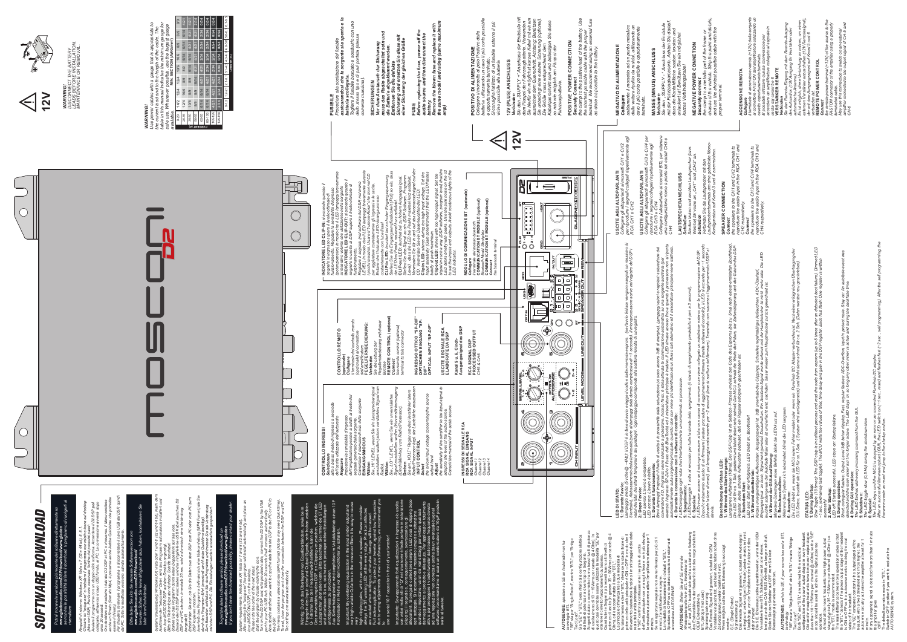# SOFTWARE DOWNLOAD

*Potrai trovare la versione più recente del software direttamente su www.mosconi-audio.com/SP/downloads/ nella sezione download.*

*Requisiti di sistema: Windows XP, Vista o 7 (32 e 64 bit), 8, 8.1.*

*Bitte laden Sie sich die neueste Softwareversion von www.mosconi-audio.com/SP/downloads/ herunter.*

*Systemvoraussetzung: Windows XP, Vista oder 7 und 8 (32 und 64 bit).*

*To get the latest software version please go to www.mosconi-audio.com/SP/downloads/. If you don't have the download possibility, please contact your dealer.*

*System requirements: Windows XP, Vista or 7 and 8 (32 and 64 bit). Start the program by double-clicking the icon. Connect the DSP to your PC via USB cable. Within 20 seconds it will connect automatically. To exit, close the program and close the connection between the DSP and the PC. The settings are saved automatically.*

Wichtig: Durch das Übertragen von Equalizerbänden, sowie beim Einspielen der hoch-colorierten Output-Signale, sehr hohen variablen Q-Faktoren etc. ... Bitte Rücksprache mit Ihrem Fachhändler.

Importante: Se eseguendo forti equalizzazioni in ingresso od uscita ... si consiglia di inserire un condensatore da 10 uF in serie al tweeter.

Important: If you equalize or set very high variable Q factors in the crossover filters it is easy to cause very high clipping gains, which can overload a speaker. Please consider always the SI warning LED at the very stage. Protect your drivers against low frequency. Use a serial 10 uF capacitor in front of your tweeter!

**AUTOSENSE:** *agisce se SE sul l'automatico non ha ... "SE" (Switch Enable) ... "Bridge" ...*

**AUTOSENSE:** *Stellen Sie auf SE wenn die Schaltung ... Remote-Anschluss ...*

**AUTOSENSE:** *switch to SE, if your source has not a BTL ... "SE" means "Single Ended" while "BTL" means "Bridge Tied Load" ... Both "SE" and "BTL" are referred to the electrical connection ... If the audio source sends high power output stages ... In this case you have to select "BTL" ... The appropriate signal is detected for more than 1 minute the amplifier goes ... The default operation mode is "BTL" ... switch in OFF position if you want to exclude the AUTOSENSE system.*

**CONTROLLO INGRESSI**
**Selezionare** alto o basso livello d'ingresso a seconda del tipo di sorgente utilizzata.
**Regolare** impostare la sensibilità d'ingresso dell'amplificatore portato al livello del segnale proveniente dalla sorgente.

**EINGANGSMODUS**
**Wählen** Sie „HI LEVEL" wenn Sie ein Lautsprechersignal anschließen wollen (schon verstärktes Signal vom Radio).
Sie „LO LEVEL" wenn Sie ein unverstärktes Signal anschließen wollen (z.B. Cinch/Miniklinke vom Radio/Prozessor).
**Drehen** Sie am „VOLT"-Regler um den Verstärker ...

**INPUT CONTROL**
**Select** high or low level input according to the type of source.
**Adjust** the input sensitivity of the amplifier to the input signal to adapt to the level of the audio source. Consult the manual of the audio source.

**INGRESSI DI SEGNALE RCA**
**RCA SIGNAL EINGANG**
**RCA SIGNAL INPUT**
Channel 1
Channel 2
Channel 3
Channel 4

**CONTROLLO REMOTO (opzionale)**
**Collegare** il terminale del controllo remoto (opzionale) al connettore dell'amplificatore.

**PEGELFERNBEDIENUNG**
**Verbinden** Sie die Leitung der Pegelfernbedienung mit dieser Buchse.

**REMOTE CONTROL (optional)**
**Connect** the remote control (optional) terminal to this connector.

**INGRESSO OTTICO "SP-DIF"**
**OPTISCHEN EINGANG "SP-DIF"**
**OPTICAL INPUT "SP-DIF"**

**USCITE SEGNALE RCA ELABORATE DA DSP**
**Kanal 5 u. 6, Cinch-Ausgangssignal des DSP**
**RCA SIGNAL DSP PROCESSED OUTPUT**
CH5 & CH6

**INDICATORE LED CLIP-IN**: *si accende quando il segnale in ingresso supera il livello ottimale di funzionamento. Regolare la sensibilità d'ingresso al massimo volume che si può raggiungere senza che il LED si accenda.*

**INDICATORE LED CLIP-OUT**: *...*

**CLIP-IN LED**: *leuchtet bei zu hoher Eingangsspannung ...*

**CLIP-out LED**: *leuchtet bei Peak ...*

**Clip-in LED:** *shines with too high input signal. Set the input sensitivity (Gain potentiometer) that the LED flashes only at the peak.*

**Clip-out LED:** *shines with too high output signal. Set the output level of the DSP software programming so that the LED flashes briefly only with peaks. Use the volume control on the CD to set the inputs and outputs. Avoid continuous lights of the LED indicator.*

**MODULO DI COMUNICAZIONE BT (opzionale)**
**Collegare** il modulo bluetooth

**COMMUNICATION BT MODULE (optional)**
Modul hier anschließen

**COMMUNICATION BT MODULE (optional)**
**Connect** the bluetooth terminal

**USCITE AGLI ALTOPARLANTI**
Collegare gli altoparlanti ai morsetti CH1 e CH2 rispettando la polarità e i segnali collegati rispettivamente agli RCA CH1 e CH2.

**USCITE AGLI ALTOPARLANTI**
Collegare gli altoparlanti ai morsetti CH3 e CH4 ... RCA CH3 e CH4.

**LAUTSPRECHERANSCHLUSS**
**Schließen** Sie den linken und rechten Lautsprecher (bzw. Hochtöner für vorne an „CH1" und „CH2" an.
**Schließen** Sie den Lautsprecher mit den Lautsprecherkanälen an „CH3" und „CH4" an.

**SPEAKER CONNECTION**
**Connect** the speakers to the CH1 and CH2 terminals to reproduce the audio input in the RCA CH1 and CH2 respectively.
**Connect** the speakers to the CH3 and CH4 terminals to reproduce the audio input in the RCA CH3 and CH4 respectively.

**LED DI STATO:**
**1. Durante l'avvio:**
LED verde ... lampeggia ...
**2. Dopo l'avvio:**
LED blu acceso ...
**3. Durante il funzionamento:**
...
**4. Durante lo spegnimento:**
...

**Beschreibung der Status LED:**
**1. Während des Startvorgangs:**
...
**2. Nach dem Start:**
...
**3. Während des Betriebs:**
...
**4. Beim Ausschalten:**
...

**STATUS LED:**
**1. During Startup:**
Slow Toggle (0.5Hz): The DSP chip is in selfboot process and read the code from eeprom (up to 5 times after an detected boot failure). Dimmed LED off: Startup successful.
**2. After Startup:**
LED off: Startup successful. LED stays on: Startup failure.
**3. During operation:**
Short, unregular flashes: Output Level (dB) during Clipping. Fast, regular flashes: ADC-Overflow, input in protect mode. Stay on: An autodefeat event was detected (protect).
**4. During shutdown:**
The LED flashes with every incoming command from the GUI.
**5. Stand-by:**
The LED toggle slow (0.5Hz) during the shutdown.
**6. Shutdown:**
The LED stays on if the DSP is stopped by an error or an connected PurePath SC adapter. When the shutdown button occurs the DSP is switched off (LED off). The DSP will switch on in OFF position if you want to ... After the self programming the firmware create an reset and jump to the startup routine.

# 12V

***WARNING!***
*DISCONNECT THE BATTERY LEADS BEFORE INSTALLATION, MAINTENANCE OR REMOVAL.*

***WARNING!***
*Use power cables with a gauge that is appropriate to the current load and to the length of the cable. The table in this manual indicates the minimum gauge for safe use. Whenever possible, use the largest gauge available.*

MIN. SECTION (AWG/mm²)

**FUSIBILE**
*Procedere alla sostituzione del fusibile **assicurandosi che la sorgente sia spenta e la batteria scollegata**. Togliere il fusibile bruciato e sostituirlo con uno dello stesso tipo e di pari portata (stessa corrente massima).*

**SICHERUNGEN**
***Vor dem Austausch der Sicherung muss das Radio abgeschaltet sein und die Batterie abgeklemmt werden. Entfernen Sie die defekte Sicherung und ersetzen Sie diese mit einer Sicherung der gleichen Größe***

**FUSE**
***Before replacing the fuse, power off the audio source and then disconnect the battery. Remove the blown fuse and replace it with the same model and rating (same maximum amp)***

**POSITIVO DI ALIMENTAZIONE**
*Collegare il morsetto al polo Positivo della batteria con un cavo il più corto possibile e opportunamente terminato. Si consiglia l'utilizzo di un fusibile esterno il più vicino possibile alla batteria*

**12V (PLUS) ANSCHLUSS**
**Verbinden** Sie den „SUPPLY +" Anschluss der Endstufe mit dem Pluspol der Batterie. Verwenden Sie hierfür ein möglichst kurzes Kabel mit einem ausreichenden Querschnitt. Achtung: Benutzen Sie unbedingt eine externe Sicherung (optional). Die Größe muss entsprechend dem Kabelquerschnitt ausgewählt werden. Setzen Sie diese so nah wie möglich am Pluspol der Fahrzeugbatterie.

**POSITIVE POWER CONNECTION**
**Securely connect** the clamp to the positive lead of the battery. Use the shortest possible cable with the proper terminal. We recommend using an external fuse as close as possible to the battery.

# 12V

**NEGATIVO DI ALIMENTAZIONE**
**Collegare** saldamente il morsetto ad un punto metallico del telaio della vettura, utilizzando un cavo il più corto possibile e opportunamente terminato.

**MASSE (MINUS) ANSCHLUSS**
**Verbinden** Sie den „SUPPLY -" Anschluss der Endstufe mit einem Massepunkt im Fahrzeug. Achten Sie darauf, dass die Kontaktfläche sauber, trocken und unlackiert ist! Benutzen Sie ein möglichst kurzes Verbindungskabel.

**NEGATIVE POWER CONNECTION**
**Securely connect** the clamp to a metallic part of the frame or chassis of the vehicle. Strip the paint and dust off, and use the shortest possible cable with the proper terminal.

**ACCENSIONE REMOTA**
**Collegare** il terminale di accensione remota (+12V) della sorgente al connettore FASTON dell'amplificatore utilizzando un cavo opportunamente terminato. È possibile utilizzare questa connessione per l'accensione di un altro amplificatore collegato in cascata.

**REMOTE ANSCHLUSS**
**Verbinden** Sie den Remote-Eingang mit dem Remote-Ausgang des Autoradios (12V Ausgang für Verstärker oder automatische Antenne).

**REMOTE POWER CONTROL**
**Connect** the remote power terminal (+12V) of the source to the FASTON connector of the amplifier using a properly terminated cable. May use this connection to switch on an external amplifier connected to the output signal of CH5 and CH6.